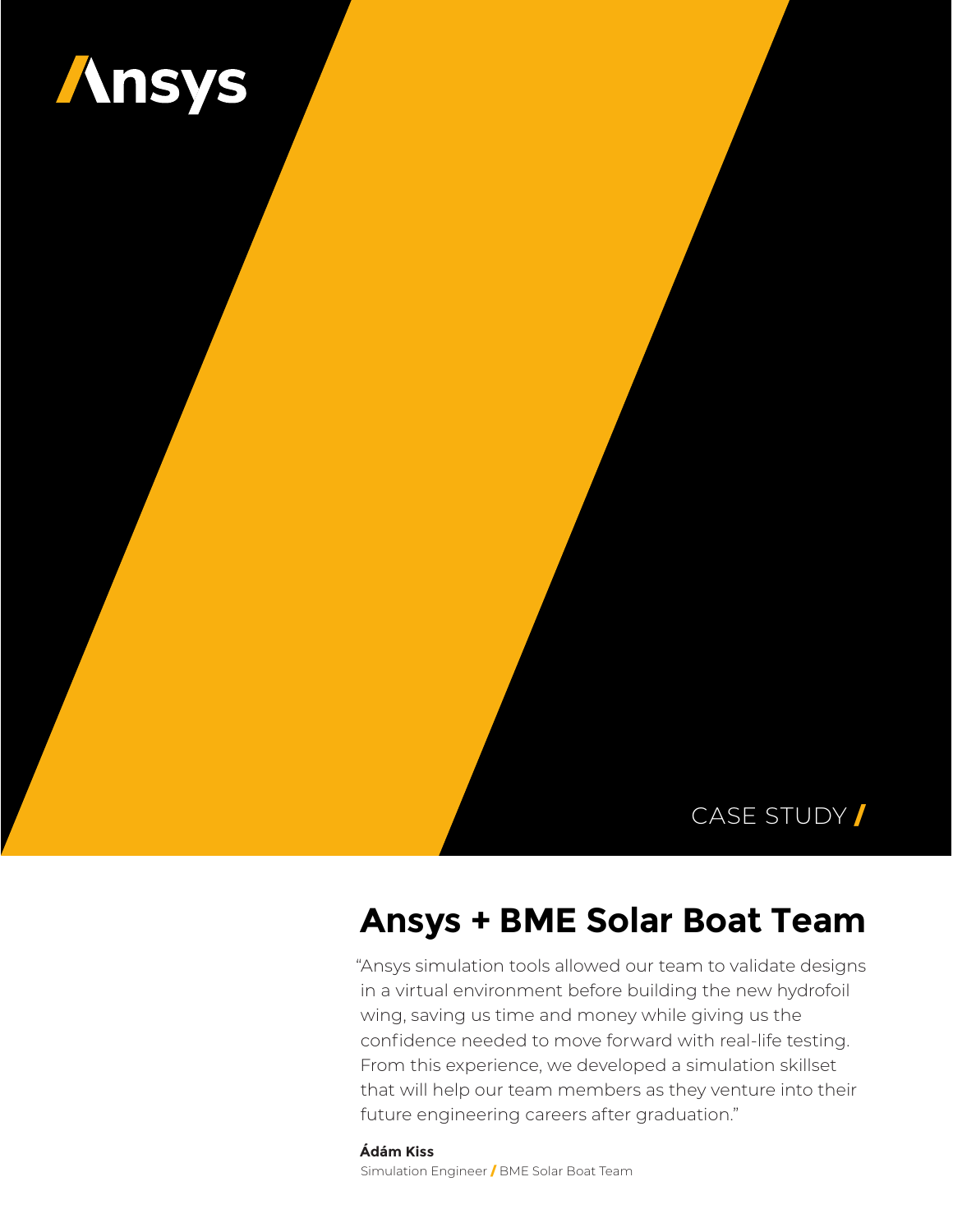Ansys

CASE STUDY

# Ansys + BME Solar Boat Team

"Ansys simulation tools allowed our team to validate designs in a virtual environment before building the new hydrofoil wing, saving us time and money while giving us the confidence needed to move forward with real-life testing. From this experience, we developed a simulation skillset that will help our team members as they venture into their future engineering careers after graduation."

**Ádám Kiss**
Simulation Engineer / BME Solar Boat Team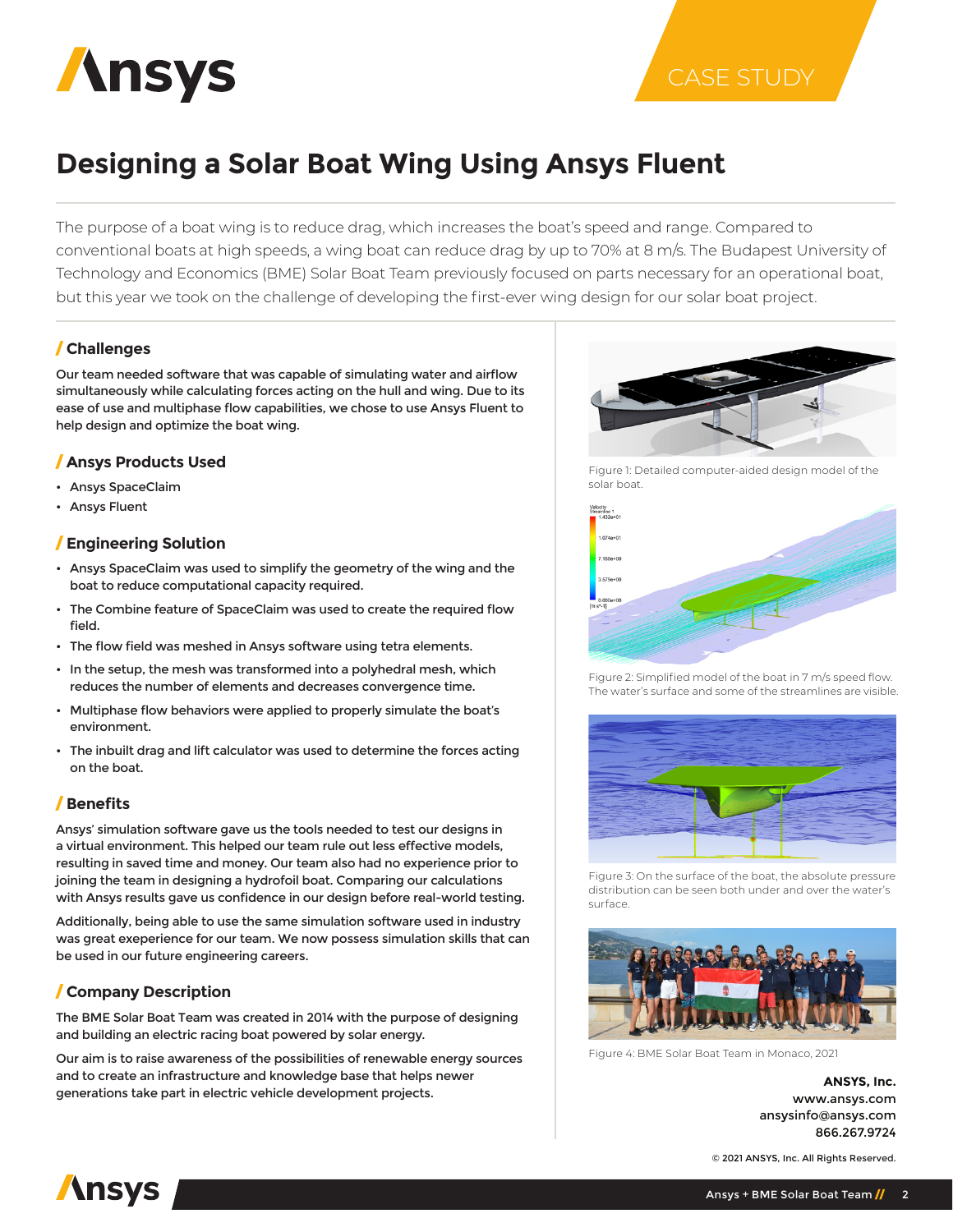# Designing a Solar Boat Wing Using Ansys Fluent

The purpose of a boat wing is to reduce drag, which increases the boat's speed and range. Compared to conventional boats at high speeds, a wing boat can reduce drag by up to 70% at 8 m/s. The Budapest University of Technology and Economics (BME) Solar Boat Team previously focused on parts necessary for an operational boat, but this year we took on the challenge of developing the first-ever wing design for our solar boat project.

## / Challenges

Our team needed software that was capable of simulating water and airflow simultaneously while calculating forces acting on the hull and wing. Due to its ease of use and multiphase flow capabilities, we chose to use Ansys Fluent to help design and optimize the boat wing.

## / Ansys Products Used

- Ansys SpaceClaim
- Ansys Fluent

## / Engineering Solution

- Ansys SpaceClaim was used to simplify the geometry of the wing and the boat to reduce computational capacity required.
- The Combine feature of SpaceClaim was used to create the required flow field.
- The flow field was meshed in Ansys software using tetra elements.
- In the setup, the mesh was transformed into a polyhedral mesh, which reduces the number of elements and decreases convergence time.
- Multiphase flow behaviors were applied to properly simulate the boat's environment.
- The inbuilt drag and lift calculator was used to determine the forces acting on the boat.

## / Benefits

Ansys' simulation software gave us the tools needed to test our designs in a virtual environment. This helped our team rule out less effective models, resulting in saved time and money. Our team also had no experience prior to joining the team in designing a hydrofoil boat. Comparing our calculations with Ansys results gave us confidence in our design before real-world testing.

Additionally, being able to use the same simulation software used in industry was great exeperience for our team. We now possess simulation skills that can be used in our future engineering careers.

## / Company Description

The BME Solar Boat Team was created in 2014 with the purpose of designing and building an electric racing boat powered by solar energy.

Our aim is to raise awareness of the possibilities of renewable energy sources and to create an infrastructure and knowledge base that helps newer generations take part in electric vehicle development projects.

Figure 1: Detailed computer-aided design model of the solar boat.

Velocity
Streamline 1
1.432e+01
1.074e+01
7.158e+00
3.579e+00
0.000e+00
[m s^-1]

Figure 2: Simplified model of the boat in 7 m/s speed flow. The water's surface and some of the streamlines are visible.

Figure 3: On the surface of the boat, the absolute pressure distribution can be seen both under and over the water's surface.

Figure 4: BME Solar Boat Team in Monaco, 2021

**ANSYS, Inc.**
www.ansys.com
ansysinfo@ansys.com
866.267.9724

© 2021 ANSYS, Inc. All Rights Reserved.